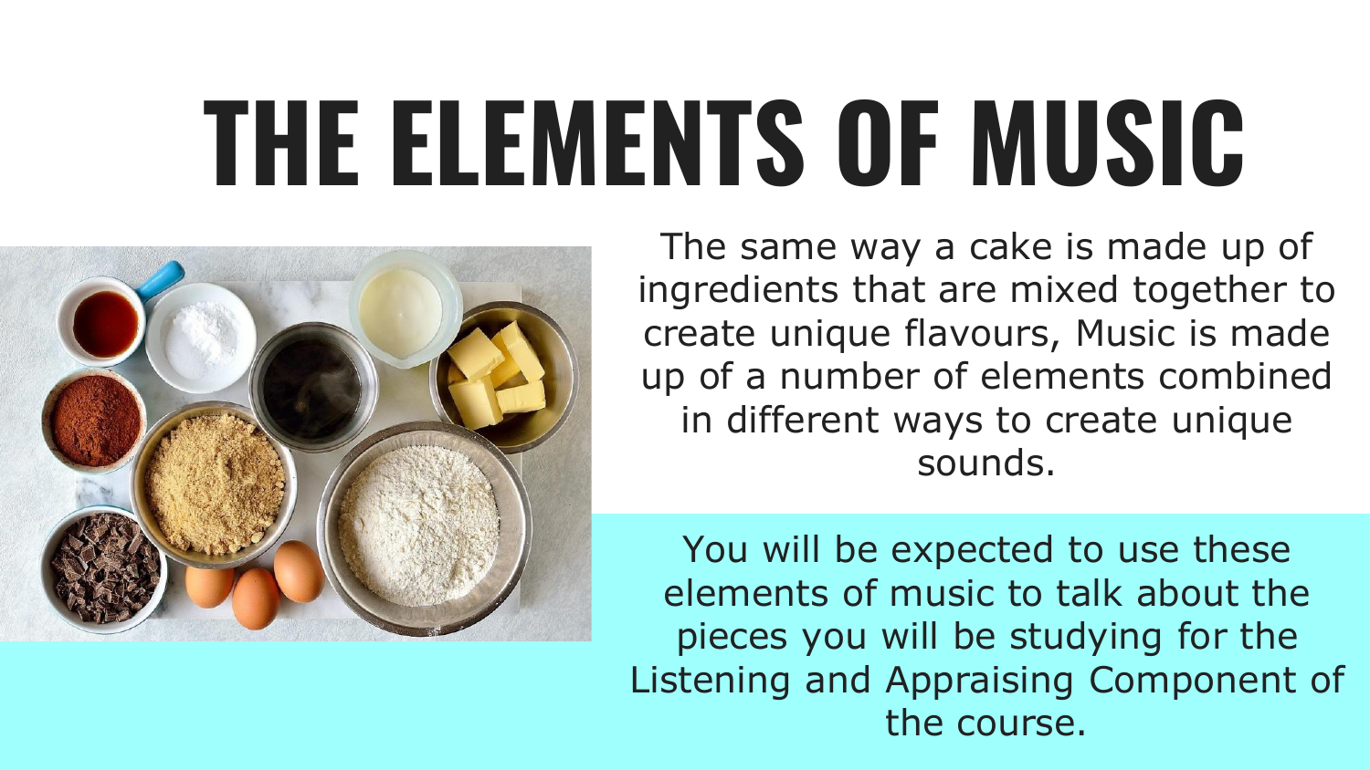# THE ELEMENTS OF MUSIC

The same way a cake is made up of ingredients that are mixed together to create unique flavours, Music is made up of a number of elements combined in different ways to create unique sounds.

You will be expected to use these elements of music to talk about the pieces you will be studying for the Listening and Appraising Component of the course.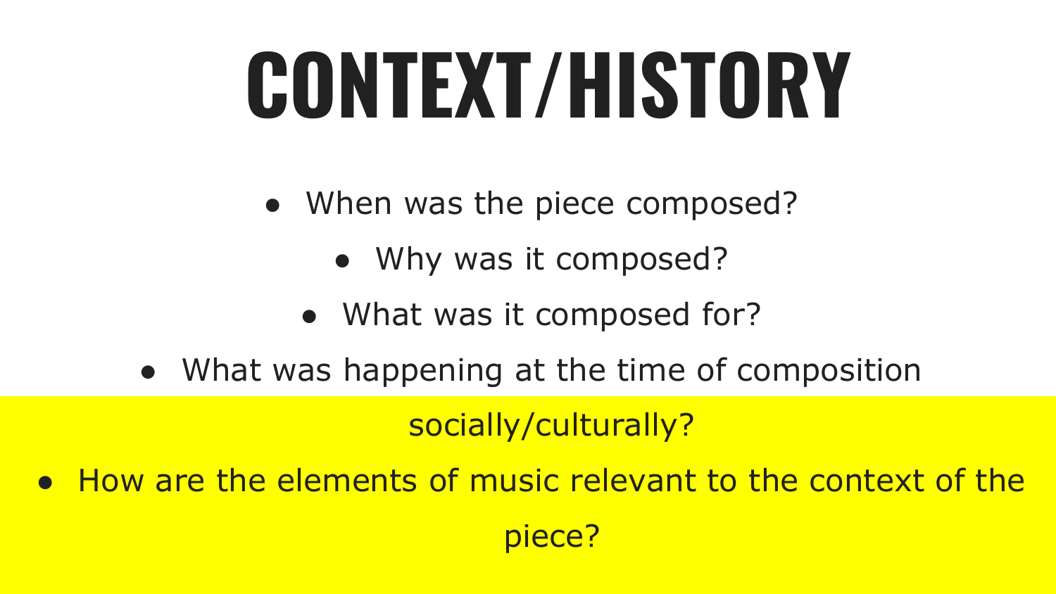# CONTEXT/HISTORY

- When was the piece composed?
- Why was it composed?
- What was it composed for?
- What was happening at the time of composition socially/culturally?
- How are the elements of music relevant to the context of the piece?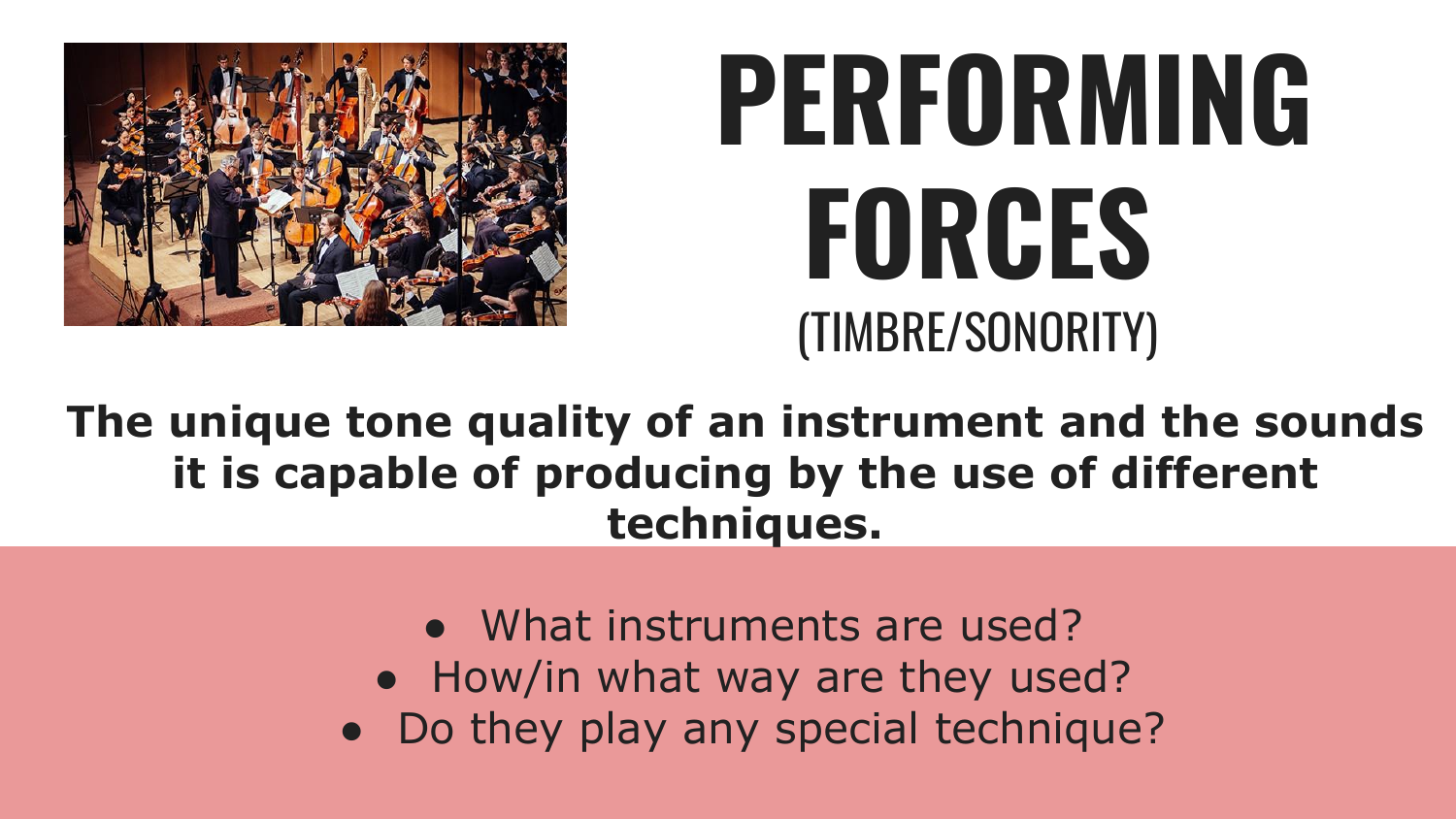# PERFORMING FORCES

(TIMBRE/SONORITY)

**The unique tone quality of an instrument and the sounds it is capable of producing by the use of different techniques.**

- What instruments are used?
- How/in what way are they used?
- Do they play any special technique?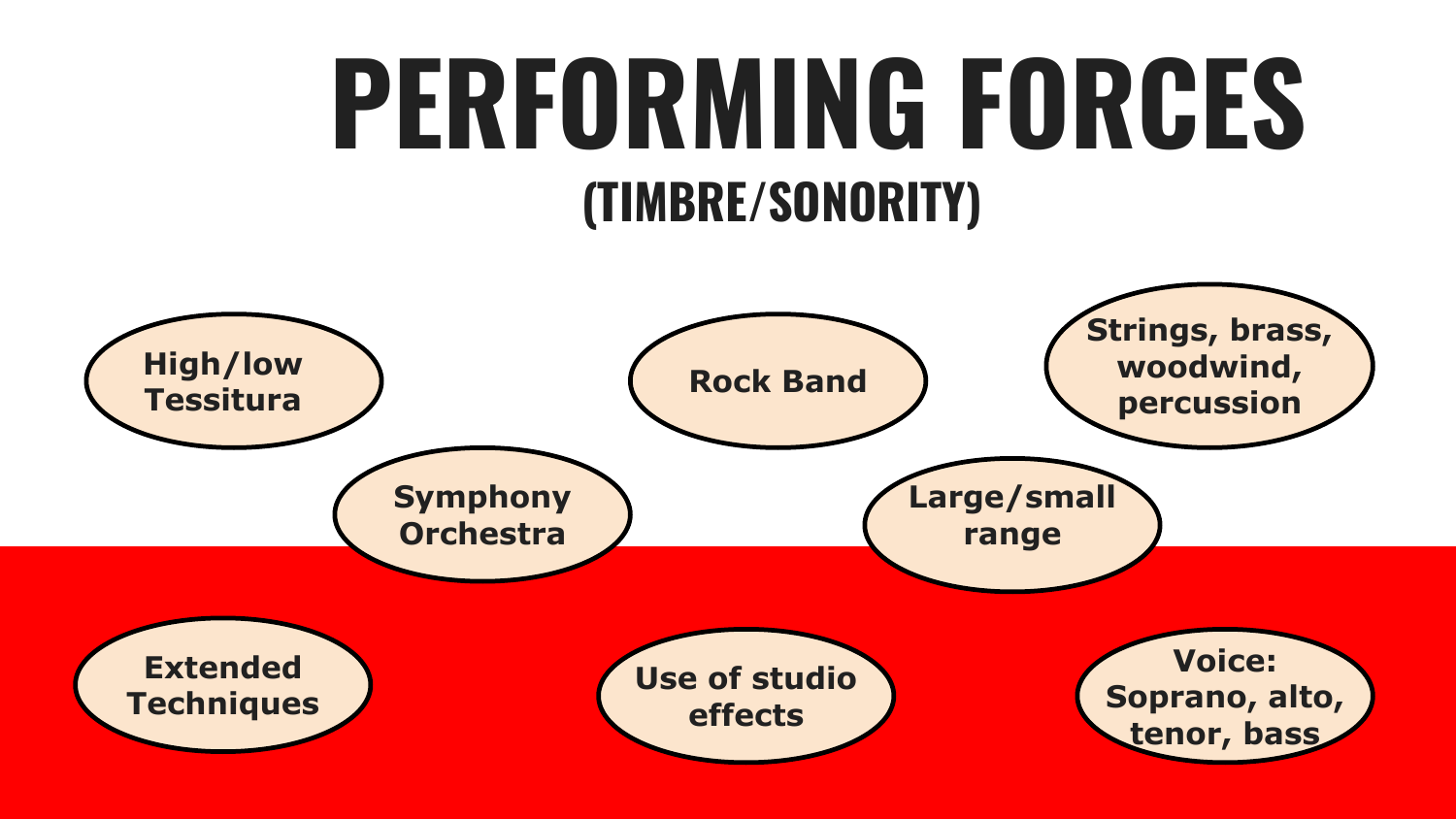# PERFORMING FORCES

## (TIMBRE/SONORITY)

- High/low Tessitura
- Rock Band
- Strings, brass, woodwind, percussion
- Symphony Orchestra
- Large/small range
- Extended Techniques
- Use of studio effects
- Voice: Soprano, alto, tenor, bass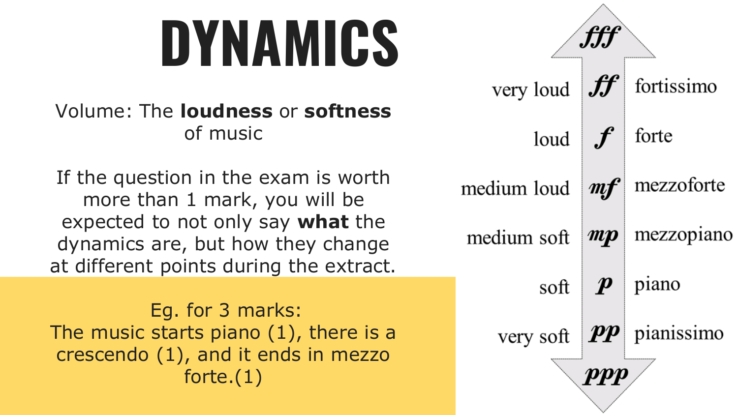# DYNAMICS

Volume: The **loudness** or **softness** of music

If the question in the exam is worth more than 1 mark, you will be expected to not only say **what** the dynamics are, but how they change at different points during the extract.

Eg. for 3 marks:
The music starts piano (1), there is a crescendo (1), and it ends in mezzo forte.(1)

| | | |
|---|---|---|
| | ***fff*** | |
| very loud | ***ff*** | fortissimo |
| loud | ***f*** | forte |
| medium loud | ***mf*** | mezzoforte |
| medium soft | ***mp*** | mezzopiano |
| soft | ***p*** | piano |
| very soft | ***pp*** | pianissimo |
| | ***ppp*** | |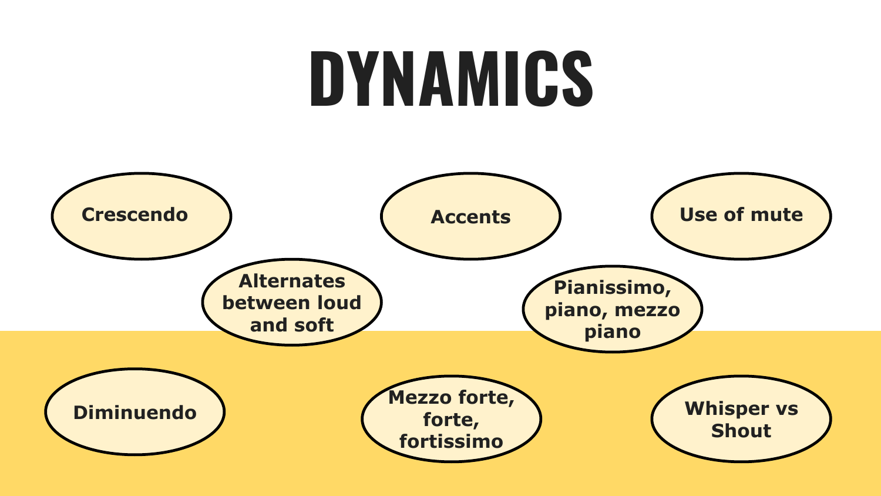# DYNAMICS

- Crescendo
- Accents
- Use of mute
- Alternates between loud and soft
- Pianissimo, piano, mezzo piano
- Diminuendo
- Mezzo forte, forte, fortissimo
- Whisper vs Shout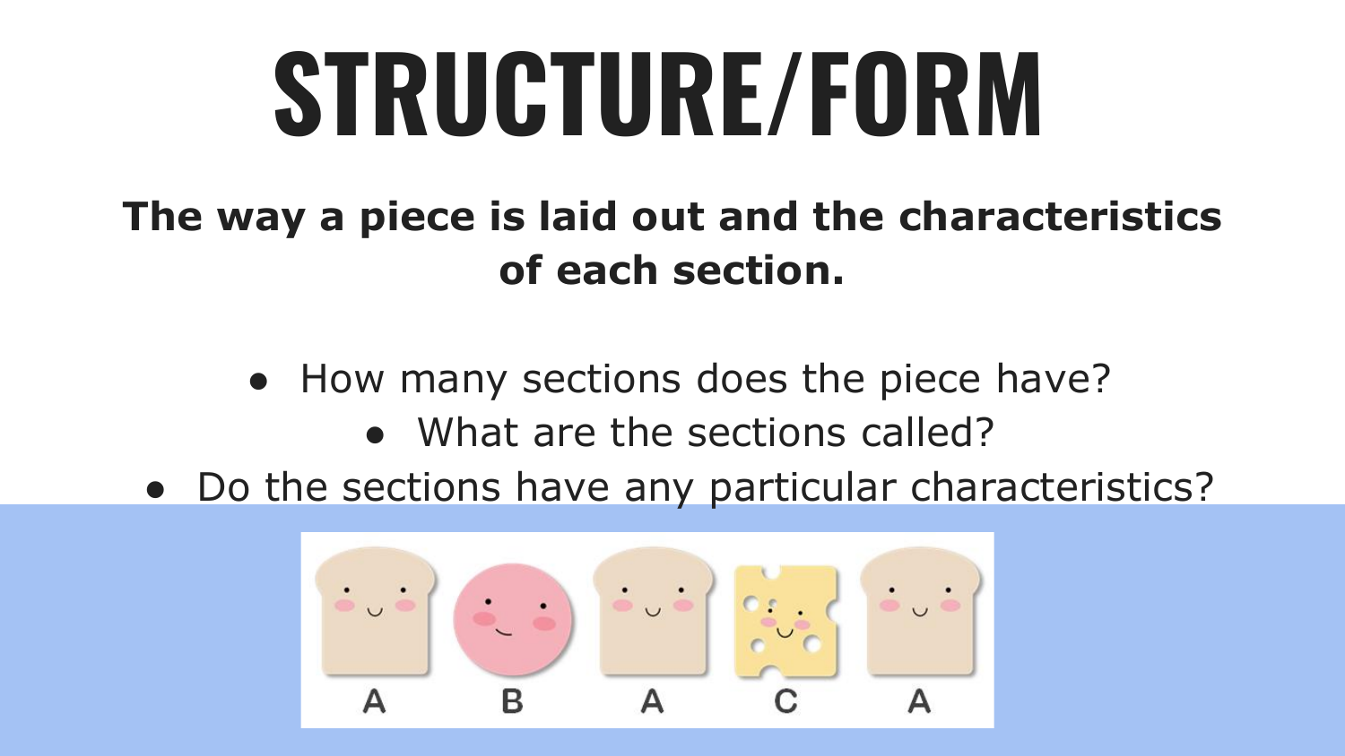# STRUCTURE/FORM

**The way a piece is laid out and the characteristics of each section.**

- How many sections does the piece have?
- What are the sections called?
- Do the sections have any particular characteristics?

A B A C A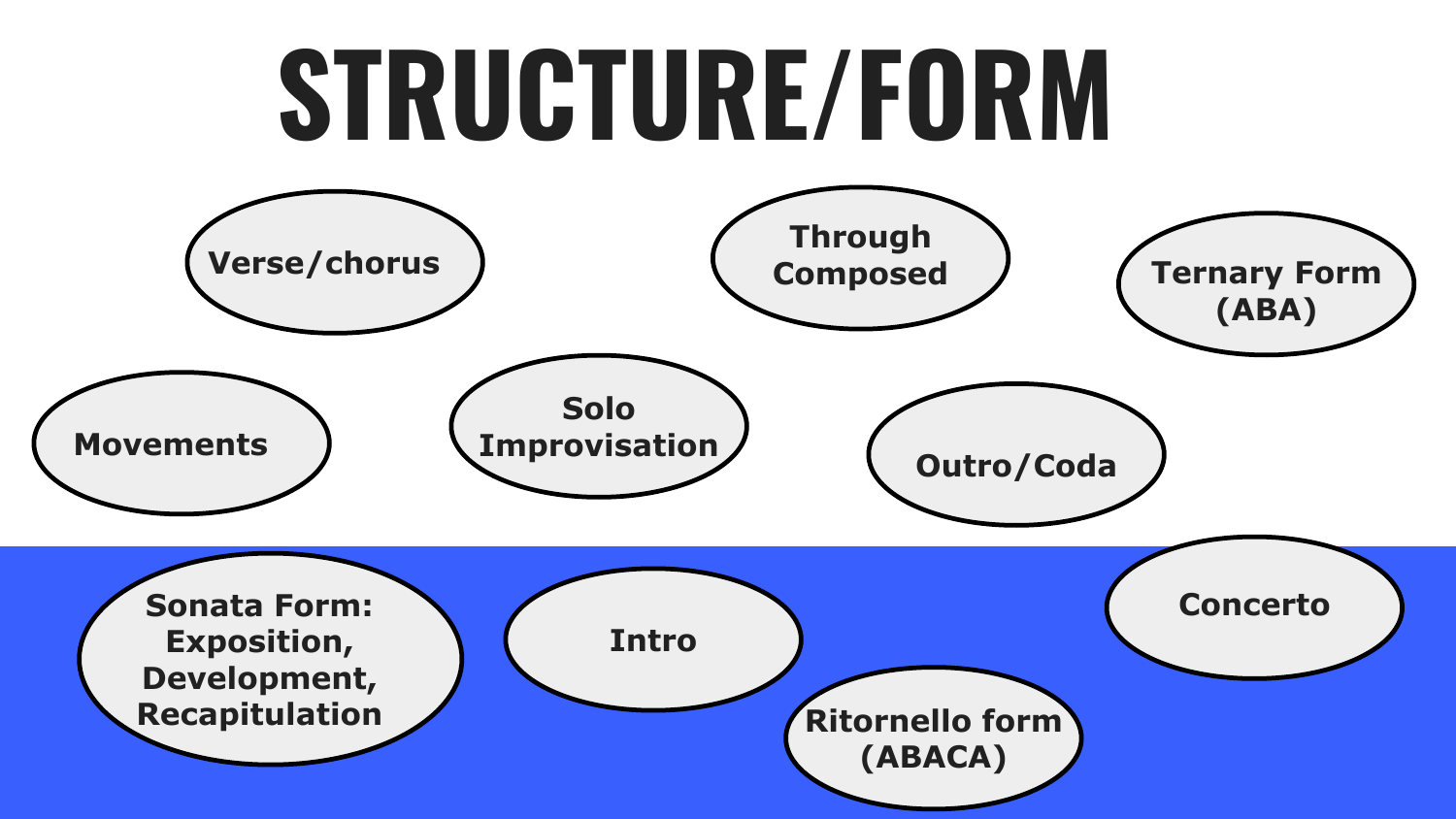# STRUCTURE/FORM

- Verse/chorus
- Through Composed
- Ternary Form (ABA)
- Movements
- Solo Improvisation
- Outro/Coda
- Sonata Form: Exposition, Development, Recapitulation
- Intro
- Concerto
- Ritornello form (ABACA)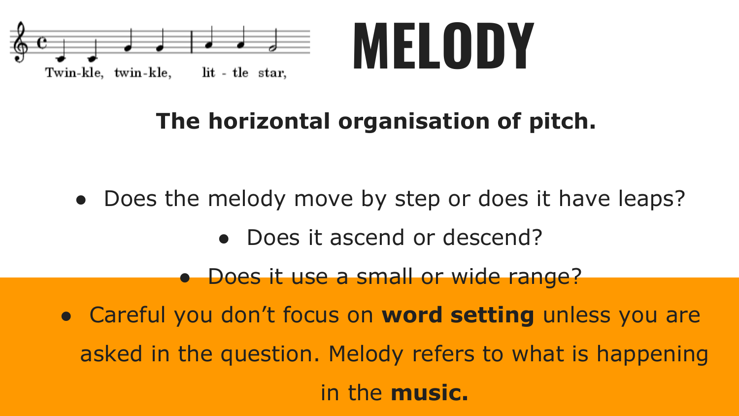# MELODY

**The horizontal organisation of pitch.**

- Does the melody move by step or does it have leaps?
- Does it ascend or descend?
- Does it use a small or wide range?
- Careful you don't focus on **word setting** unless you are asked in the question. Melody refers to what is happening in the **music.**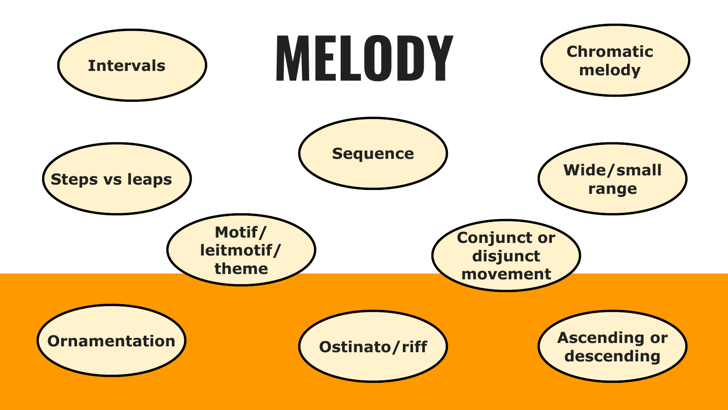# MELODY

- Intervals
- Chromatic melody
- Sequence
- Steps vs leaps
- Wide/small range
- Motif/leitmotif/theme
- Conjunct or disjunct movement
- Ornamentation
- Ostinato/riff
- Ascending or descending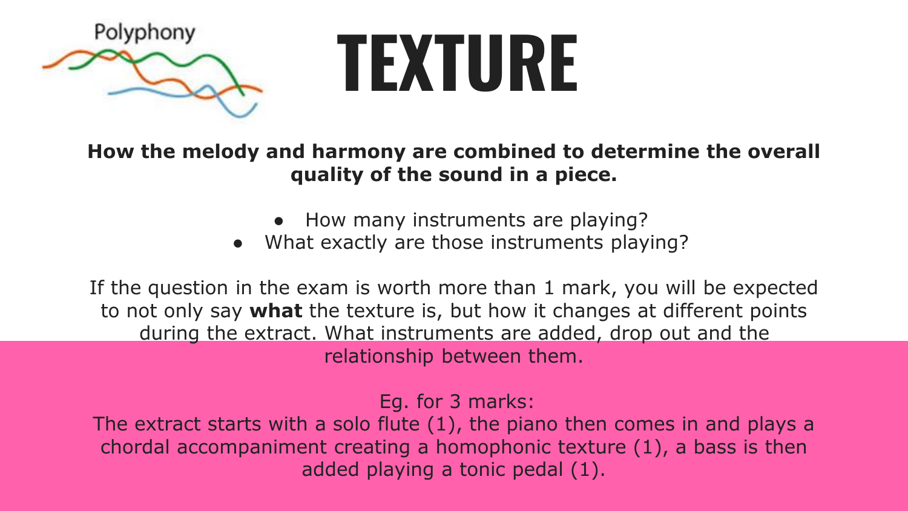Polyphony

# TEXTURE

**How the melody and harmony are combined to determine the overall quality of the sound in a piece.**

- How many instruments are playing?
- What exactly are those instruments playing?

If the question in the exam is worth more than 1 mark, you will be expected to not only say **what** the texture is, but how it changes at different points during the extract. What instruments are added, drop out and the relationship between them.

Eg. for 3 marks:
The extract starts with a solo flute (1), the piano then comes in and plays a chordal accompaniment creating a homophonic texture (1), a bass is then added playing a tonic pedal (1).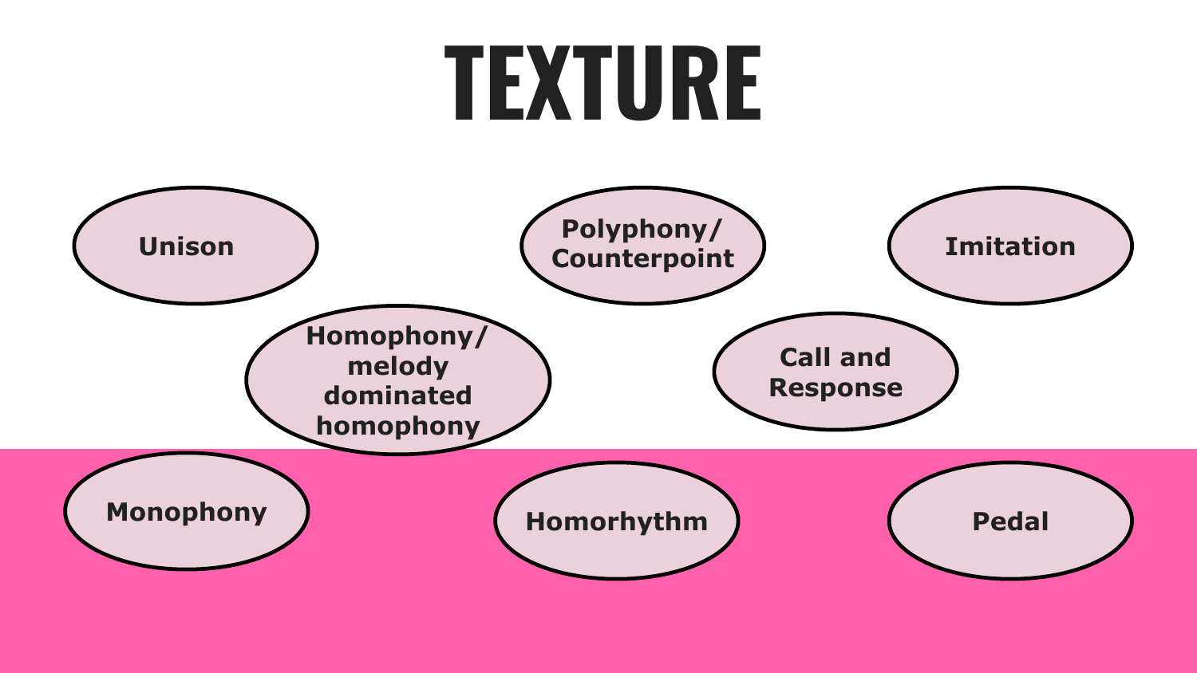# TEXTURE

- Unison
- Polyphony/ Counterpoint
- Imitation
- Homophony/ melody dominated homophony
- Call and Response
- Monophony
- Homorhythm
- Pedal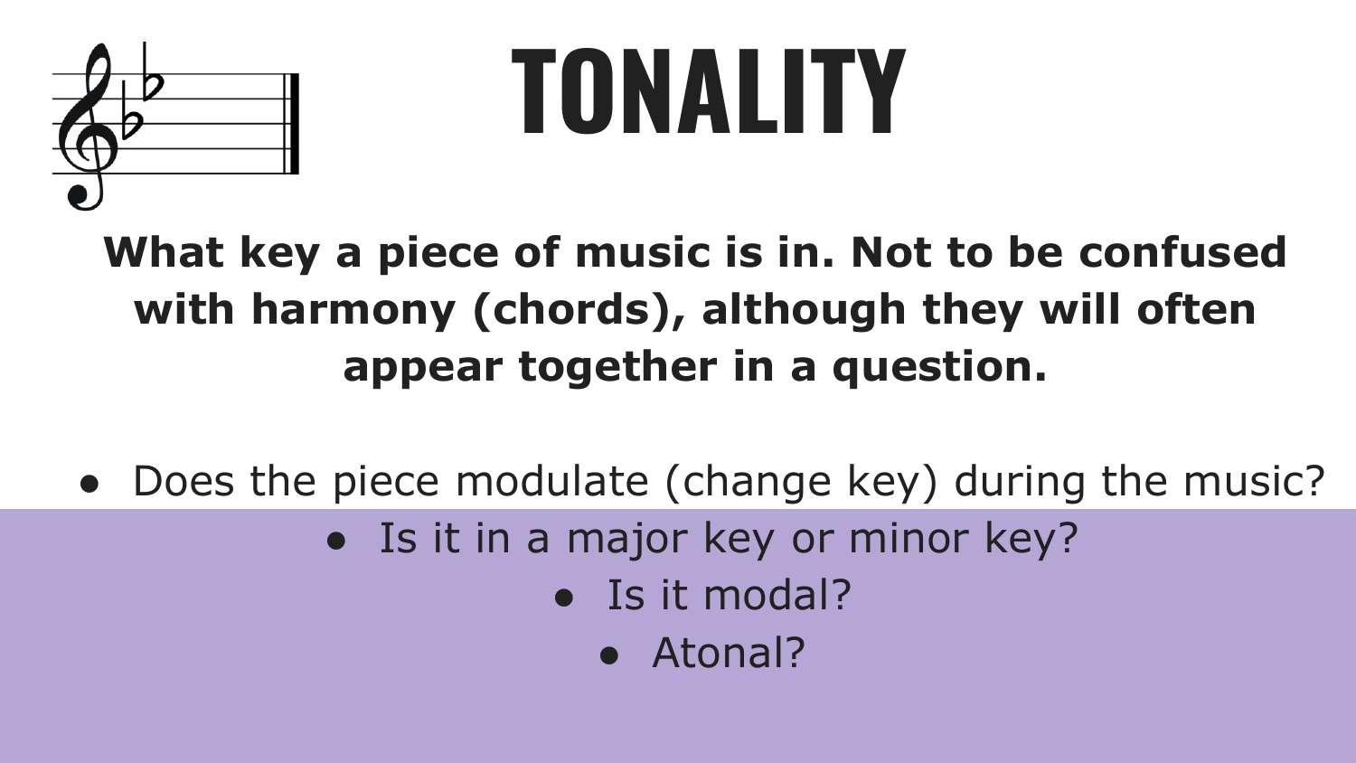# TONALITY

**What key a piece of music is in. Not to be confused with harmony (chords), although they will often appear together in a question.**

- Does the piece modulate (change key) during the music?
- Is it in a major key or minor key?
- Is it modal?
- Atonal?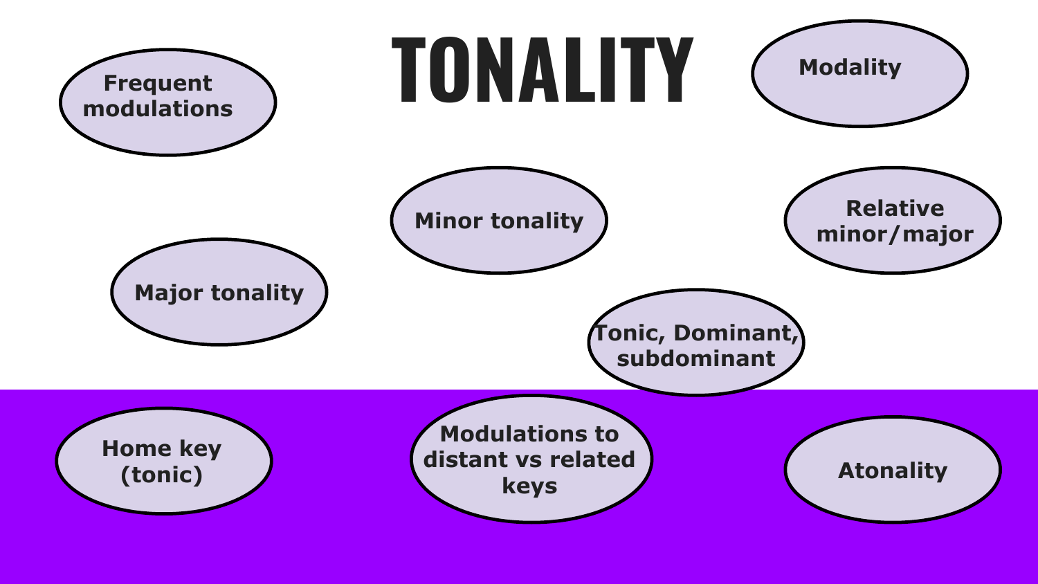# TONALITY

- Frequent modulations
- Modality
- Minor tonality
- Relative minor/major
- Major tonality
- Tonic, Dominant, subdominant
- Home key (tonic)
- Modulations to distant vs related keys
- Atonality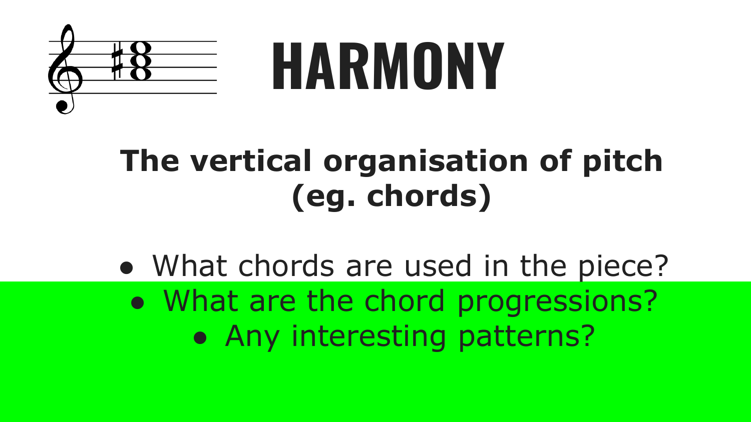# HARMONY

**The vertical organisation of pitch (eg. chords)**

- What chords are used in the piece?
- What are the chord progressions?
- Any interesting patterns?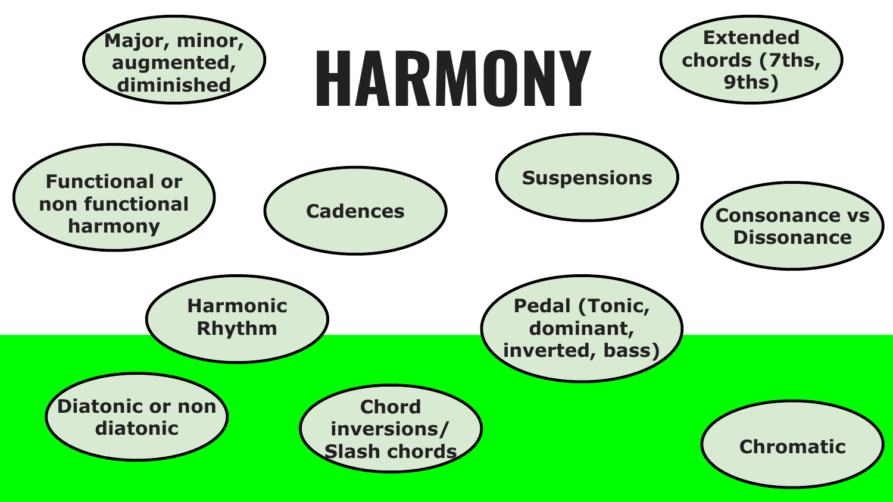# HARMONY

- Major, minor, augmented, diminished
- Extended chords (7ths, 9ths)
- Functional or non functional harmony
- Cadences
- Suspensions
- Consonance vs Dissonance
- Harmonic Rhythm
- Pedal (Tonic, dominant, inverted, bass)
- Diatonic or non diatonic
- Chord inversions/ Slash chords
- Chromatic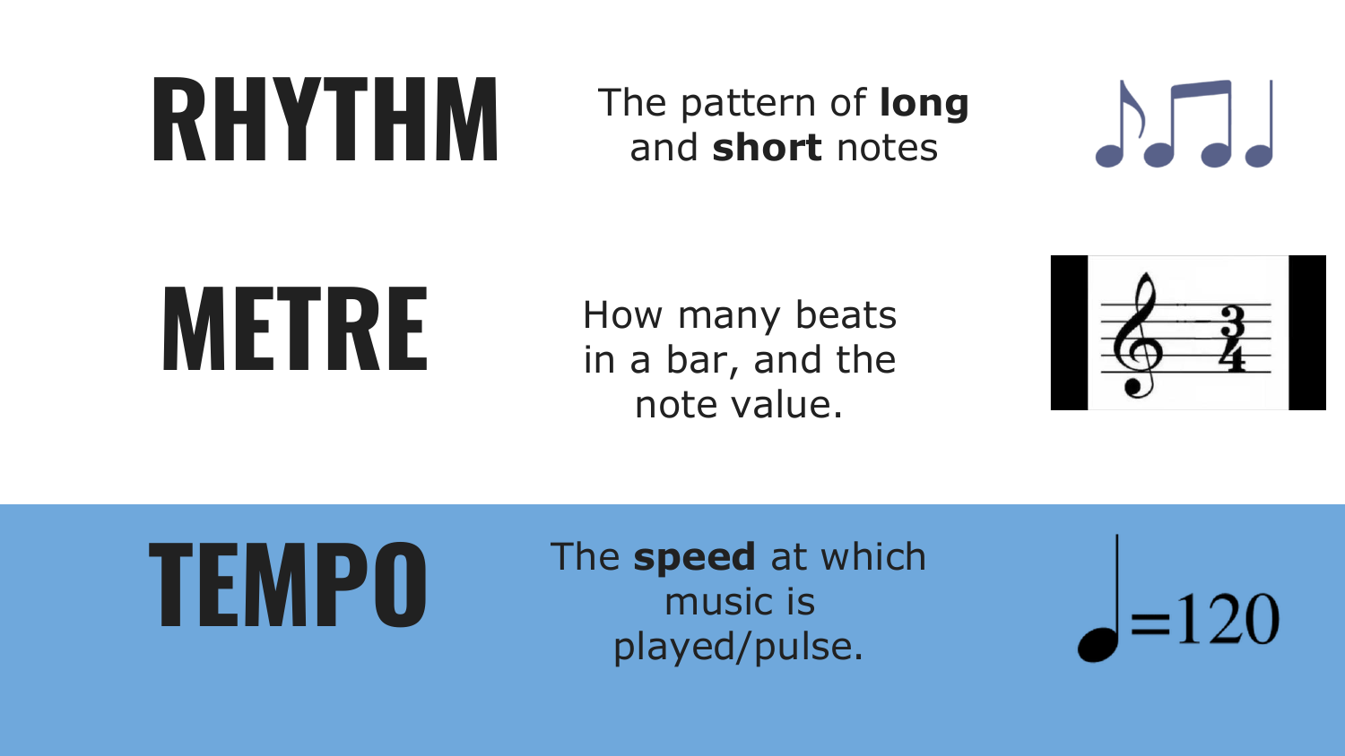## RHYTHM

The pattern of **long** and **short** notes

## METRE

How many beats in a bar, and the note value.

## TEMPO

The **speed** at which music is played/pulse.

♩=120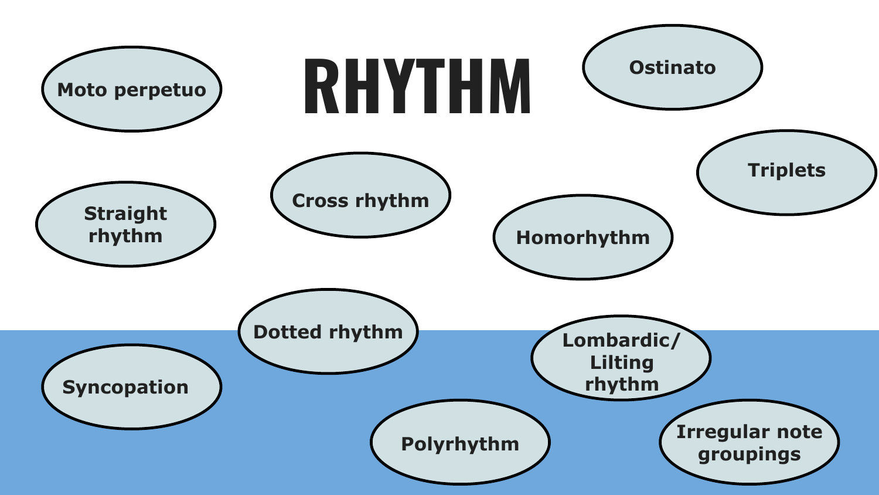# RHYTHM

- Moto perpetuo
- Ostinato
- Triplets
- Straight rhythm
- Cross rhythm
- Homorhythm
- Dotted rhythm
- Lombardic/ Lilting rhythm
- Syncopation
- Polyrhythm
- Irregular note groupings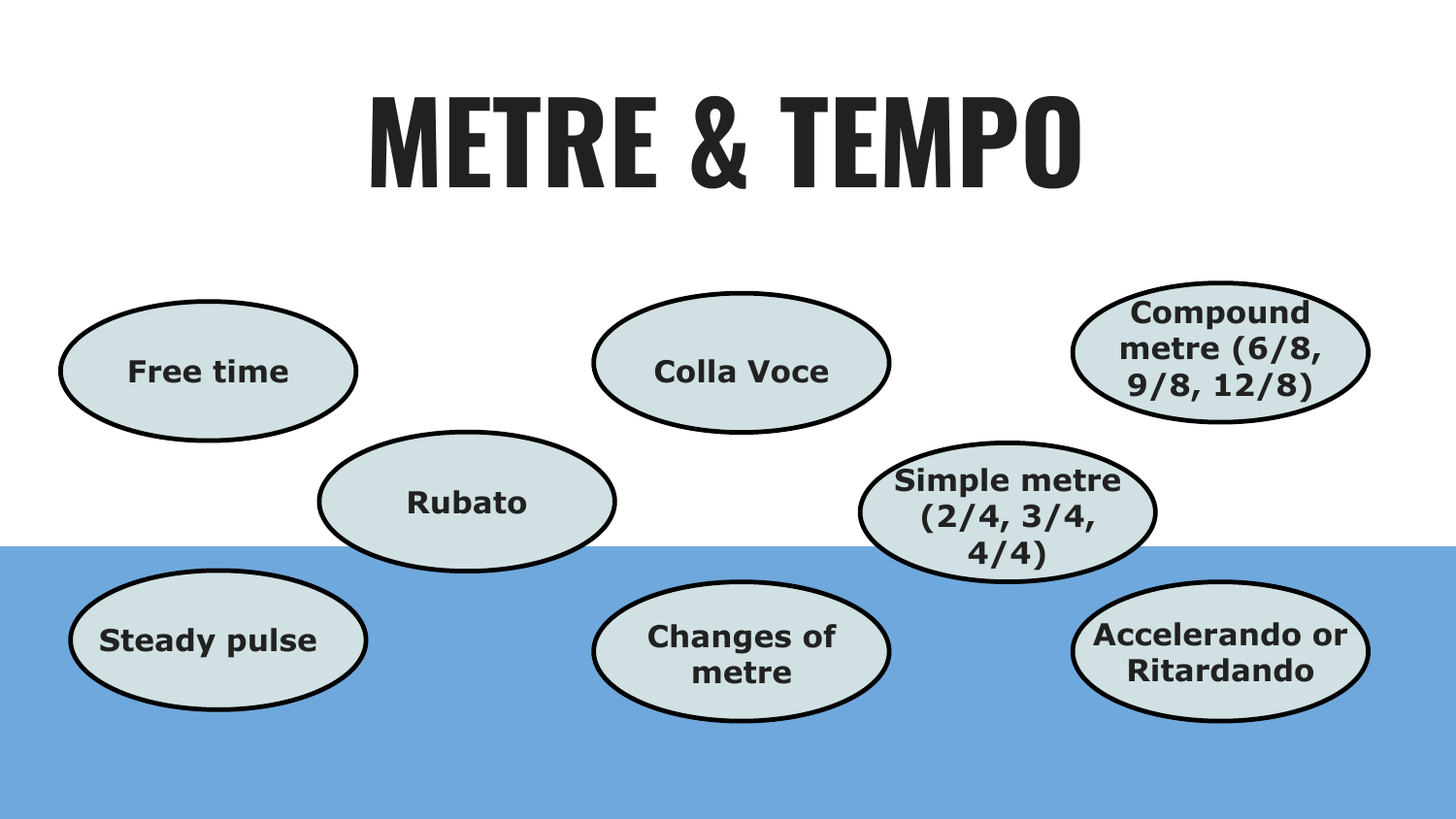# METRE & TEMPO

- Free time
- Colla Voce
- Compound metre (6/8, 9/8, 12/8)
- Rubato
- Simple metre (2/4, 3/4, 4/4)
- Steady pulse
- Changes of metre
- Accelerando or Ritardando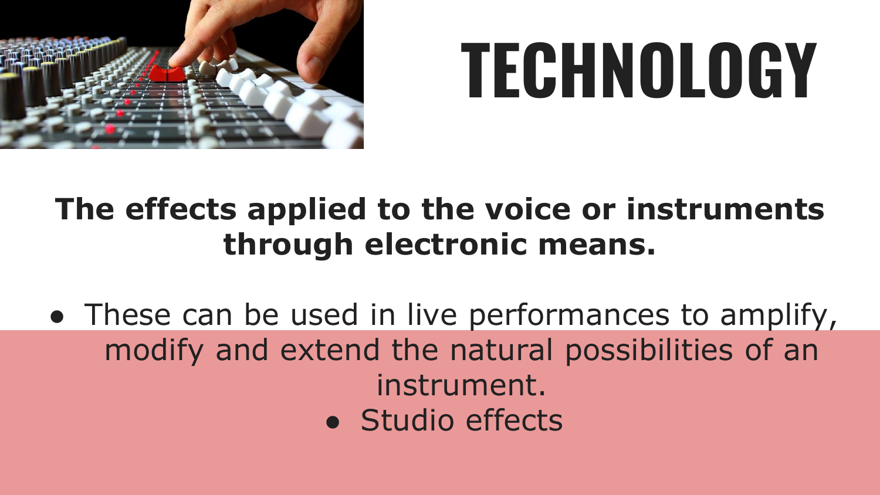# TECHNOLOGY

**The effects applied to the voice or instruments through electronic means.**

- These can be used in live performances to amplify, modify and extend the natural possibilities of an instrument.
- Studio effects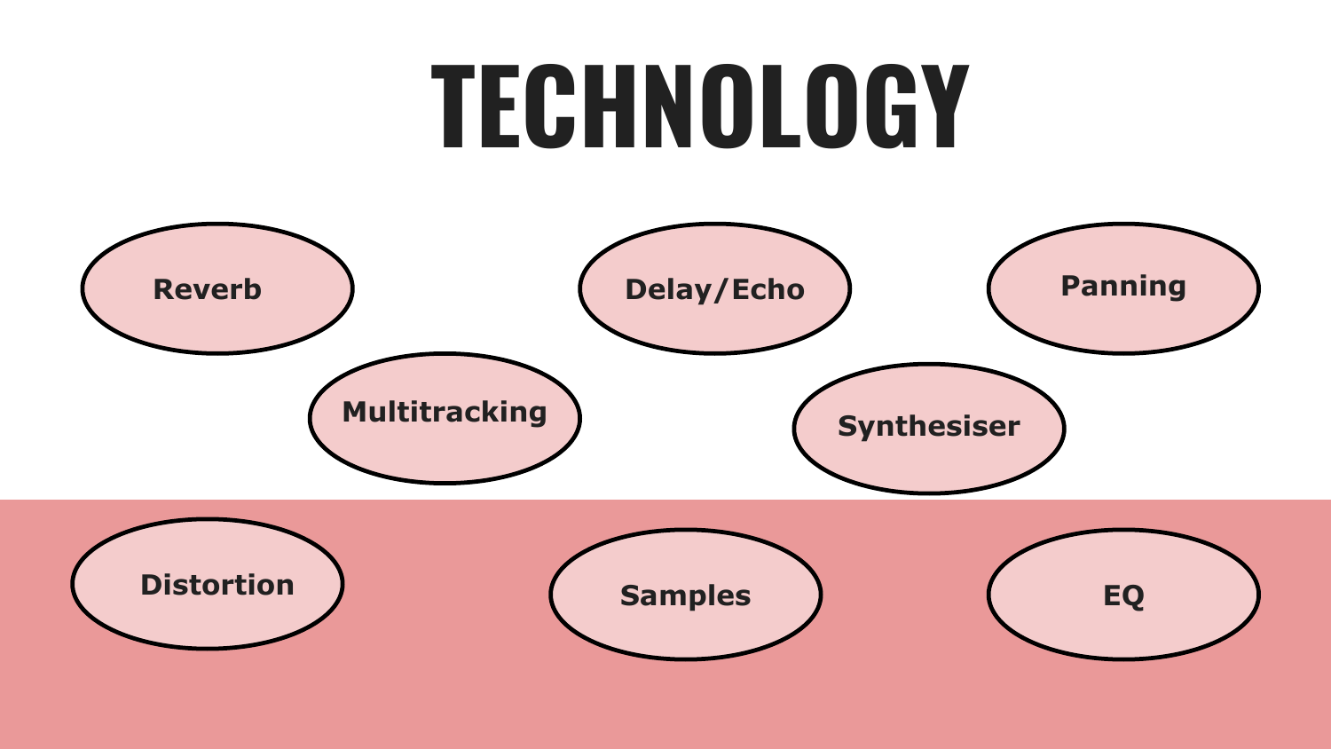# TECHNOLOGY

- Reverb
- Delay/Echo
- Panning
- Multitracking
- Synthesiser
- Distortion
- Samples
- EQ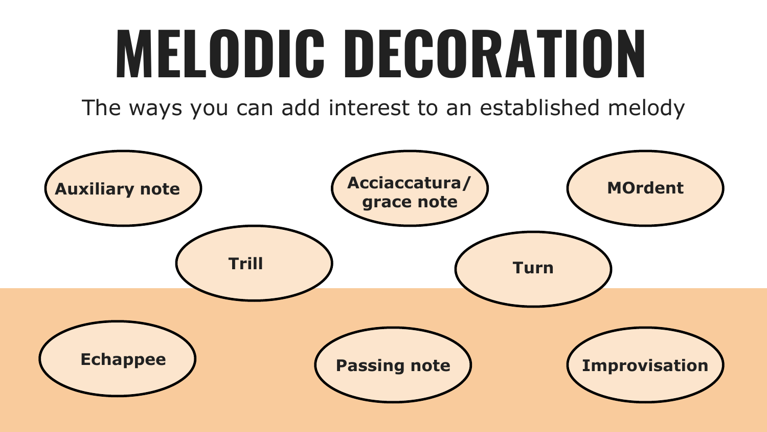# MELODIC DECORATION

The ways you can add interest to an established melody

- **Auxiliary note**
- **Acciaccatura/ grace note**
- **MOrdent**
- **Trill**
- **Turn**
- **Echappee**
- **Passing note**
- **Improvisation**